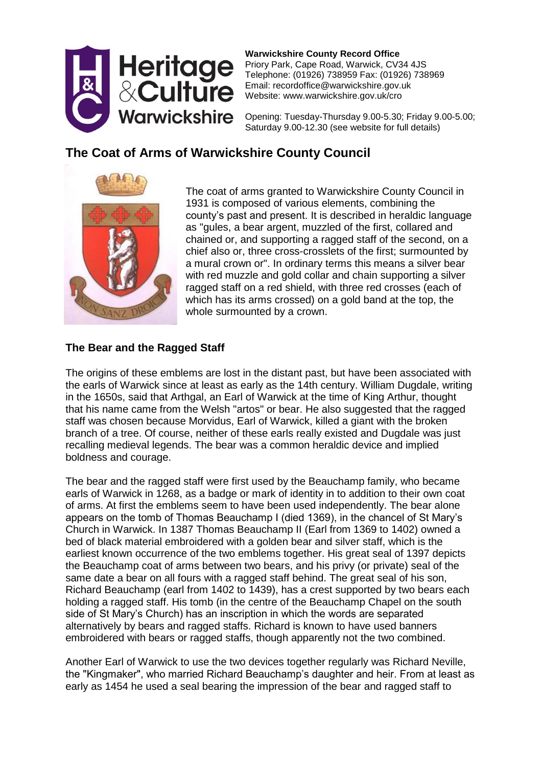**Warwickshire County Record Office**
Priory Park, Cape Road, Warwick, CV34 4JS
Telephone: (01926) 738959 Fax: (01926) 738969
Email: recordoffice@warwickshire.gov.uk
Website: www.warwickshire.gov.uk/cro

Opening: Tuesday-Thursday 9.00-5.30; Friday 9.00-5.00; Saturday 9.00-12.30 (see website for full details)

## The Coat of Arms of Warwickshire County Council

The coat of arms granted to Warwickshire County Council in 1931 is composed of various elements, combining the county's past and present. It is described in heraldic language as "gules, a bear argent, muzzled of the first, collared and chained or, and supporting a ragged staff of the second, on a chief also or, three cross-crosslets of the first; surmounted by a mural crown or". In ordinary terms this means a silver bear with red muzzle and gold collar and chain supporting a silver ragged staff on a red shield, with three red crosses (each of which has its arms crossed) on a gold band at the top, the whole surmounted by a crown.

### The Bear and the Ragged Staff

The origins of these emblems are lost in the distant past, but have been associated with the earls of Warwick since at least as early as the 14th century. William Dugdale, writing in the 1650s, said that Arthgal, an Earl of Warwick at the time of King Arthur, thought that his name came from the Welsh "artos" or bear. He also suggested that the ragged staff was chosen because Morvidus, Earl of Warwick, killed a giant with the broken branch of a tree. Of course, neither of these earls really existed and Dugdale was just recalling medieval legends. The bear was a common heraldic device and implied boldness and courage.

The bear and the ragged staff were first used by the Beauchamp family, who became earls of Warwick in 1268, as a badge or mark of identity in to addition to their own coat of arms. At first the emblems seem to have been used independently. The bear alone appears on the tomb of Thomas Beauchamp I (died 1369), in the chancel of St Mary's Church in Warwick. In 1387 Thomas Beauchamp II (Earl from 1369 to 1402) owned a bed of black material embroidered with a golden bear and silver staff, which is the earliest known occurrence of the two emblems together. His great seal of 1397 depicts the Beauchamp coat of arms between two bears, and his privy (or private) seal of the same date a bear on all fours with a ragged staff behind. The great seal of his son, Richard Beauchamp (earl from 1402 to 1439), has a crest supported by two bears each holding a ragged staff. His tomb (in the centre of the Beauchamp Chapel on the south side of St Mary's Church) has an inscription in which the words are separated alternatively by bears and ragged staffs. Richard is known to have used banners embroidered with bears or ragged staffs, though apparently not the two combined.

Another Earl of Warwick to use the two devices together regularly was Richard Neville, the "Kingmaker", who married Richard Beauchamp's daughter and heir. From at least as early as 1454 he used a seal bearing the impression of the bear and ragged staff to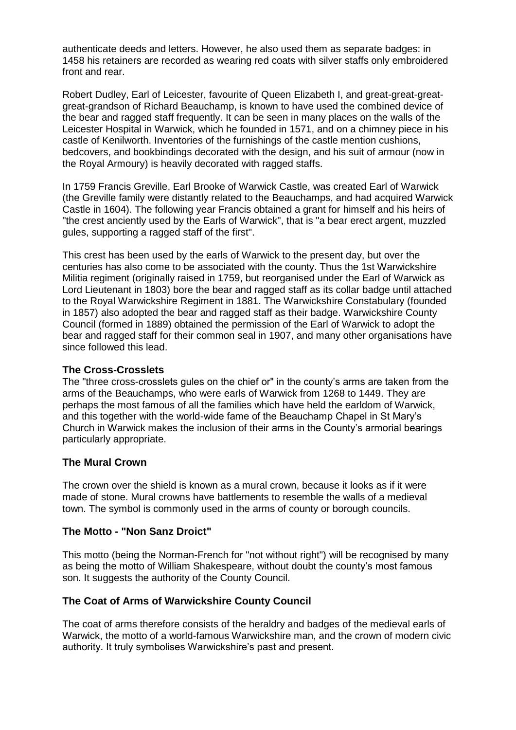authenticate deeds and letters. However, he also used them as separate badges: in 1458 his retainers are recorded as wearing red coats with silver staffs only embroidered front and rear.

Robert Dudley, Earl of Leicester, favourite of Queen Elizabeth I, and great-great-great-great-grandson of Richard Beauchamp, is known to have used the combined device of the bear and ragged staff frequently. It can be seen in many places on the walls of the Leicester Hospital in Warwick, which he founded in 1571, and on a chimney piece in his castle of Kenilworth. Inventories of the furnishings of the castle mention cushions, bedcovers, and bookbindings decorated with the design, and his suit of armour (now in the Royal Armoury) is heavily decorated with ragged staffs.

In 1759 Francis Greville, Earl Brooke of Warwick Castle, was created Earl of Warwick (the Greville family were distantly related to the Beauchamps, and had acquired Warwick Castle in 1604). The following year Francis obtained a grant for himself and his heirs of "the crest anciently used by the Earls of Warwick", that is "a bear erect argent, muzzled gules, supporting a ragged staff of the first".

This crest has been used by the earls of Warwick to the present day, but over the centuries has also come to be associated with the county. Thus the 1st Warwickshire Militia regiment (originally raised in 1759, but reorganised under the Earl of Warwick as Lord Lieutenant in 1803) bore the bear and ragged staff as its collar badge until attached to the Royal Warwickshire Regiment in 1881. The Warwickshire Constabulary (founded in 1857) also adopted the bear and ragged staff as their badge. Warwickshire County Council (formed in 1889) obtained the permission of the Earl of Warwick to adopt the bear and ragged staff for their common seal in 1907, and many other organisations have since followed this lead.

### The Cross-Crosslets

The "three cross-crosslets gules on the chief or" in the county's arms are taken from the arms of the Beauchamps, who were earls of Warwick from 1268 to 1449. They are perhaps the most famous of all the families which have held the earldom of Warwick, and this together with the world-wide fame of the Beauchamp Chapel in St Mary's Church in Warwick makes the inclusion of their arms in the County's armorial bearings particularly appropriate.

### The Mural Crown

The crown over the shield is known as a mural crown, because it looks as if it were made of stone. Mural crowns have battlements to resemble the walls of a medieval town. The symbol is commonly used in the arms of county or borough councils.

### The Motto - "Non Sanz Droict"

This motto (being the Norman-French for "not without right") will be recognised by many as being the motto of William Shakespeare, without doubt the county's most famous son. It suggests the authority of the County Council.

### The Coat of Arms of Warwickshire County Council

The coat of arms therefore consists of the heraldry and badges of the medieval earls of Warwick, the motto of a world-famous Warwickshire man, and the crown of modern civic authority. It truly symbolises Warwickshire's past and present.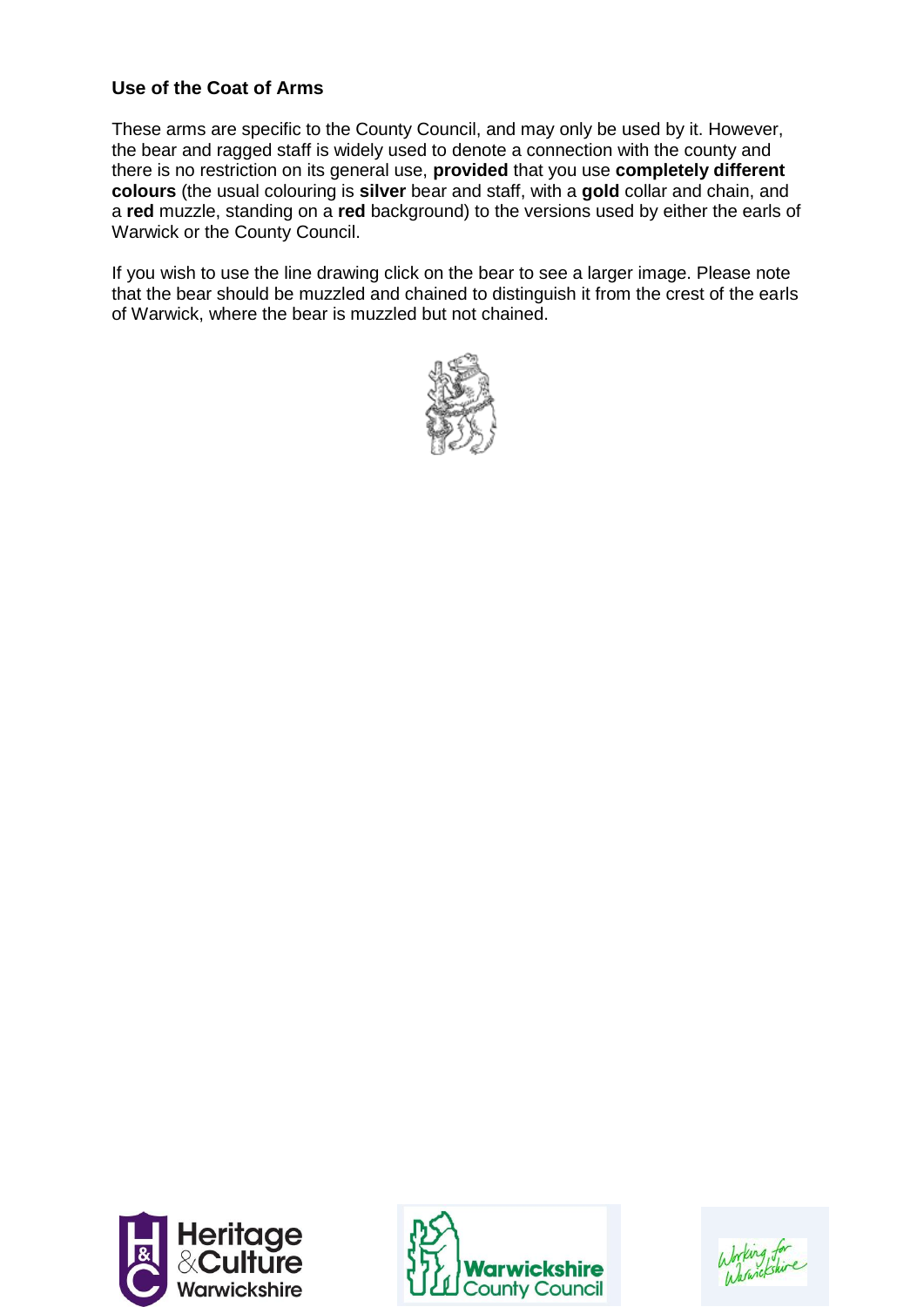### Use of the Coat of Arms

These arms are specific to the County Council, and may only be used by it. However, the bear and ragged staff is widely used to denote a connection with the county and there is no restriction on its general use, **provided** that you use **completely different colours** (the usual colouring is **silver** bear and staff, with a **gold** collar and chain, and a **red** muzzle, standing on a **red** background) to the versions used by either the earls of Warwick or the County Council.

If you wish to use the line drawing click on the bear to see a larger image. Please note that the bear should be muzzled and chained to distinguish it from the crest of the earls of Warwick, where the bear is muzzled but not chained.